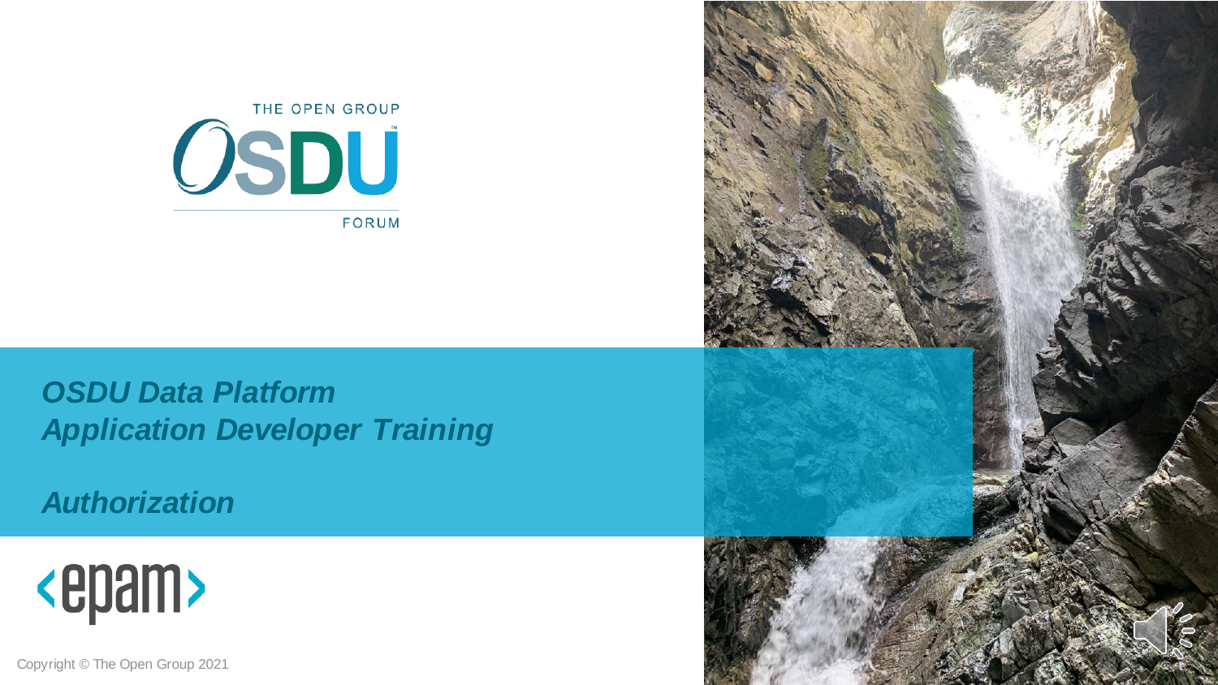THE OPEN GROUP

OSDU

FORUM

# *OSDU Data Platform*
# *Application Developer Training*

## *Authorization*

epam

Copyright © The Open Group 2021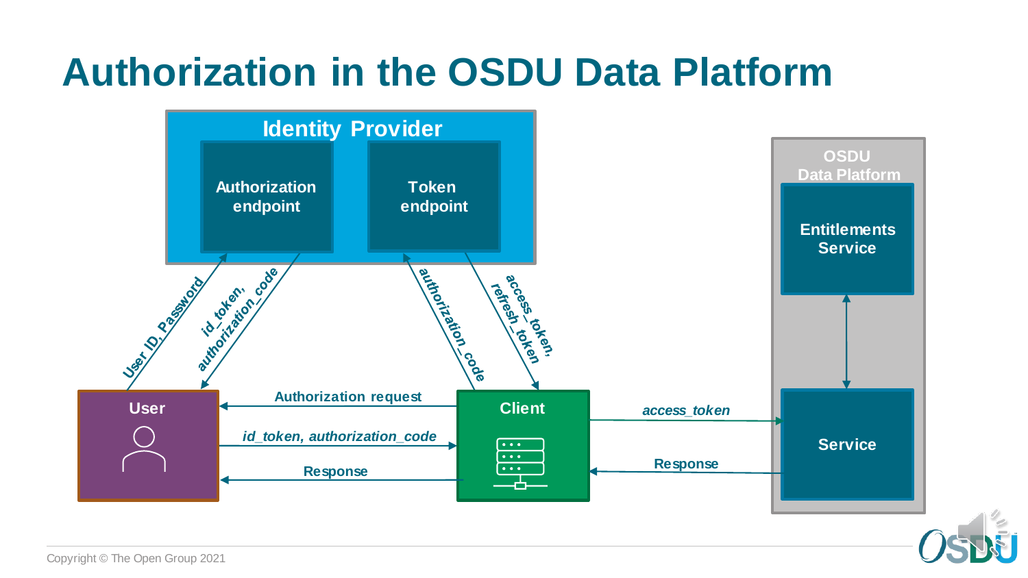# Authorization in the OSDU Data Platform

**Identity Provider**

- Authorization endpoint
- Token endpoint

**OSDU Data Platform**

- Entitlements Service
- Service

**User**

**Client**

- User → Authorization endpoint: User ID, Password
- Authorization endpoint → User: *id_token, authorization_code*
- Client → Token endpoint: *authorization_code*
- Token endpoint → Client: *access_token, refresh_token*
- Client → User: Authorization request
- User → Client: *id_token, authorization_code*
- Client → User: Response
- Client → Service: *access_token*
- Service → Client: Response
- Service ↔ Entitlements Service

Copyright © The Open Group 2021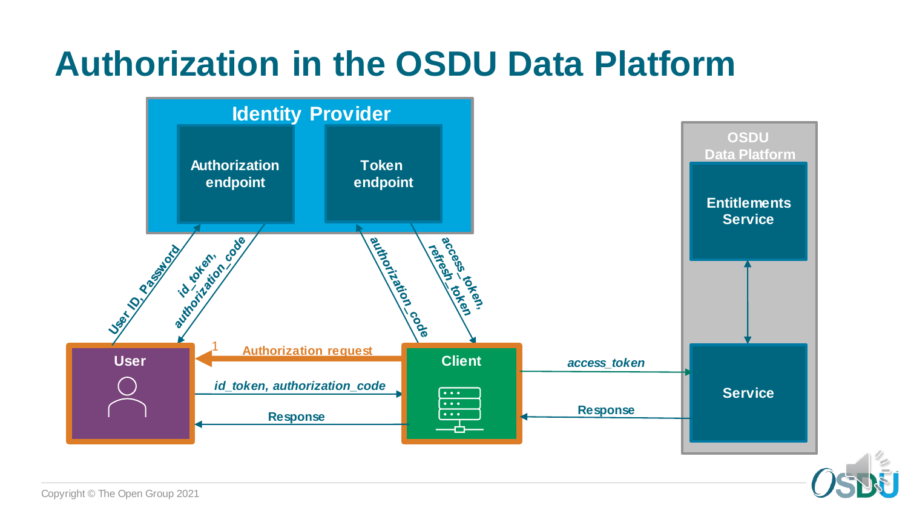# Authorization in the OSDU Data Platform

**Identity Provider**

- Authorization endpoint
- Token endpoint

**OSDU Data Platform**

- Entitlements Service
- Service

User → Authorization endpoint: User ID, Password

Authorization endpoint → User: id_token, authorization_code

Client → Token endpoint: authorization_code

Token endpoint → Client: access_token, refresh_token

Client → User: 1 Authorization request

User → Client: *id_token, authorization_code*

Client → User: Response

Client → Service: *access_token*

Service → Client: Response

Service ↔ Entitlements Service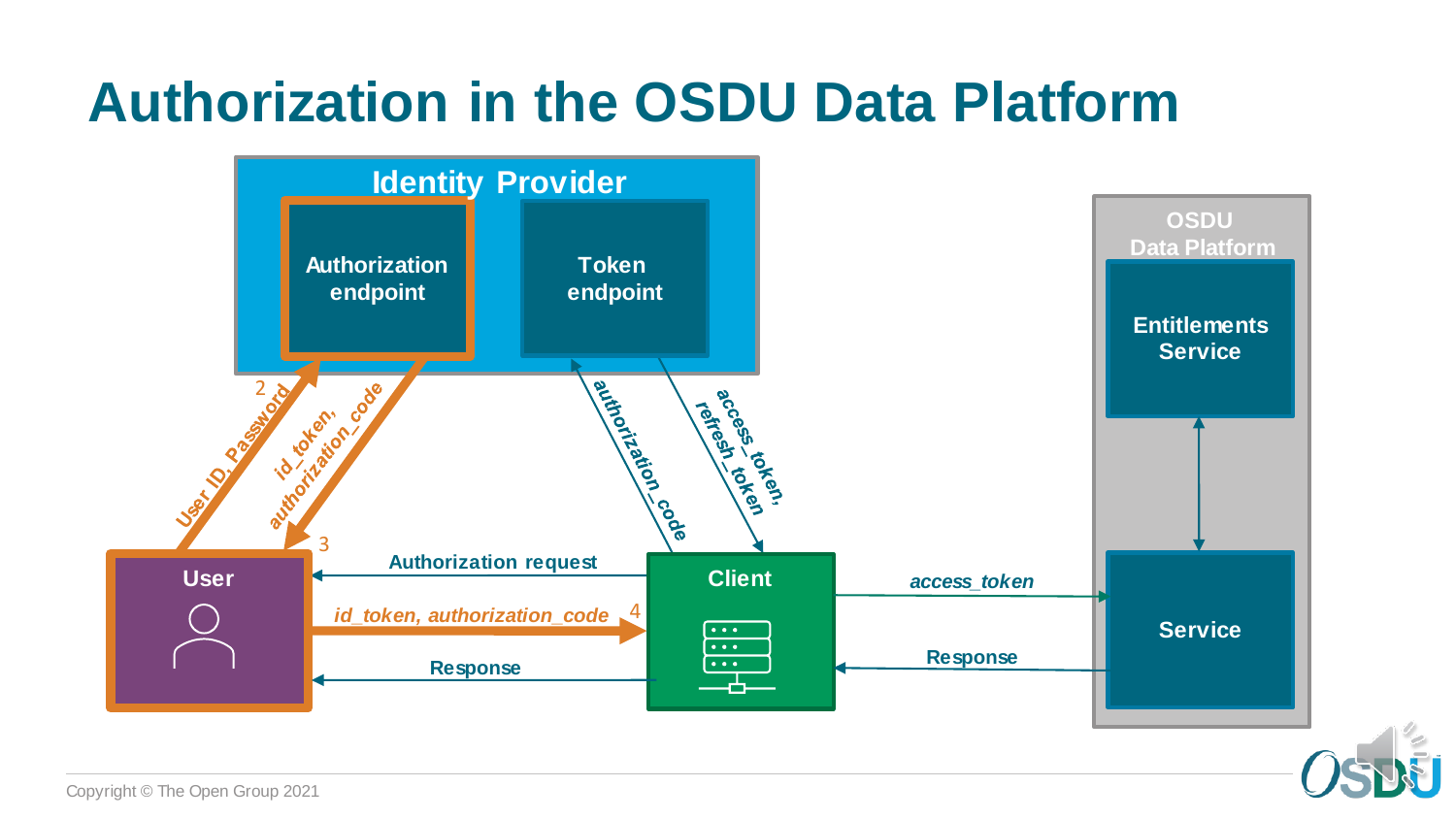# Authorization in the OSDU Data Platform

Identity Provider

Authorization endpoint

Token endpoint

OSDU Data Platform

Entitlements Service

Service

User

Client

2 User ID, Password

id_token, authorization_code 3

authorization_code

access_token, refresh_token

Authorization request

*id_token, authorization_code* 4

Response

*access_token*

Response

Copyright © The Open Group 2021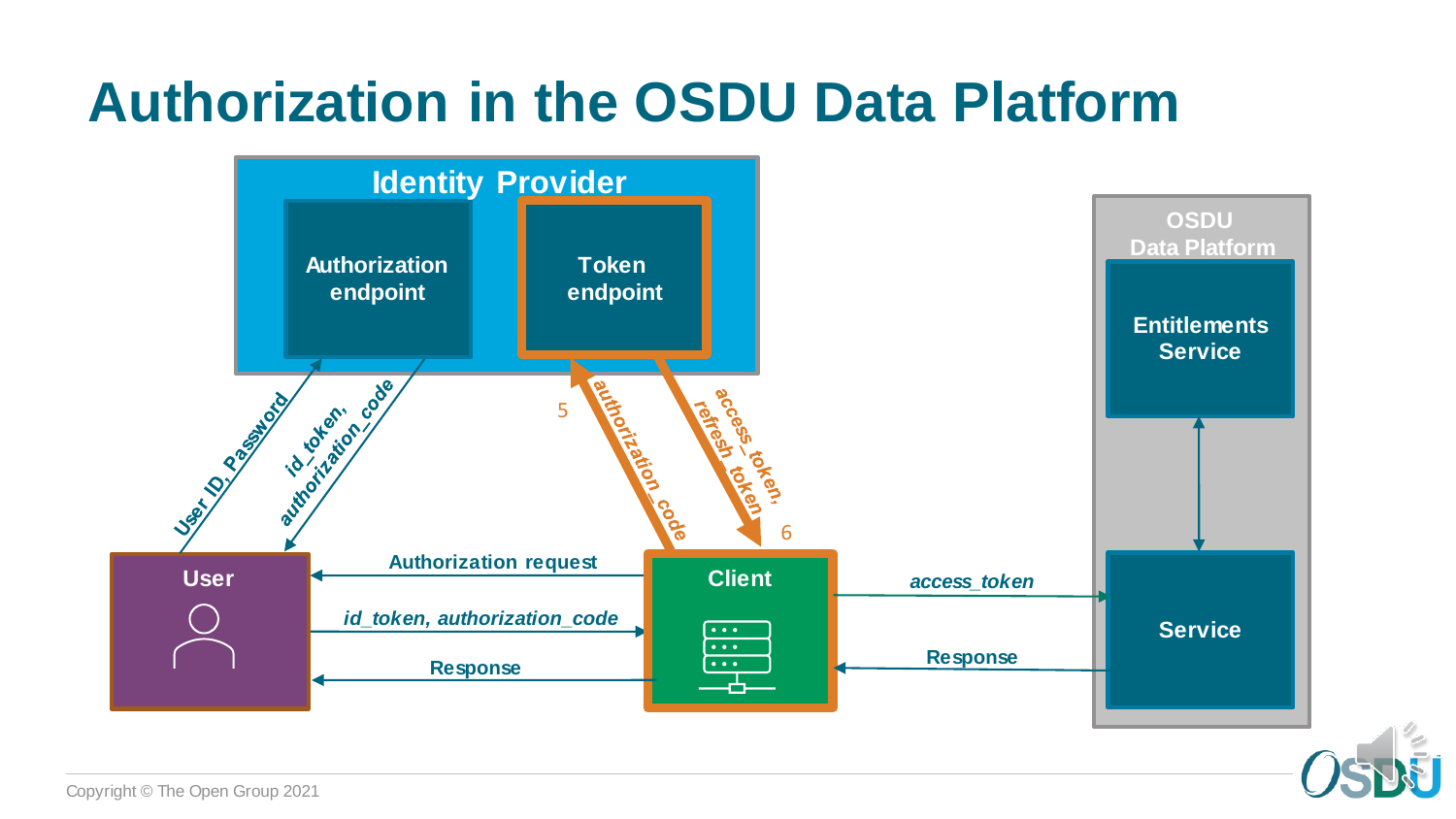# Authorization in the OSDU Data Platform

Identity Provider

Authorization endpoint

Token endpoint

OSDU Data Platform

Entitlements Service

User ID, Password

id_token, authorization_code

5

authorization_code

access_token, refresh_token

6

User

Authorization request

*id_token, authorization_code*

Response

Client

*access_token*

Response

Service

Copyright © The Open Group 2021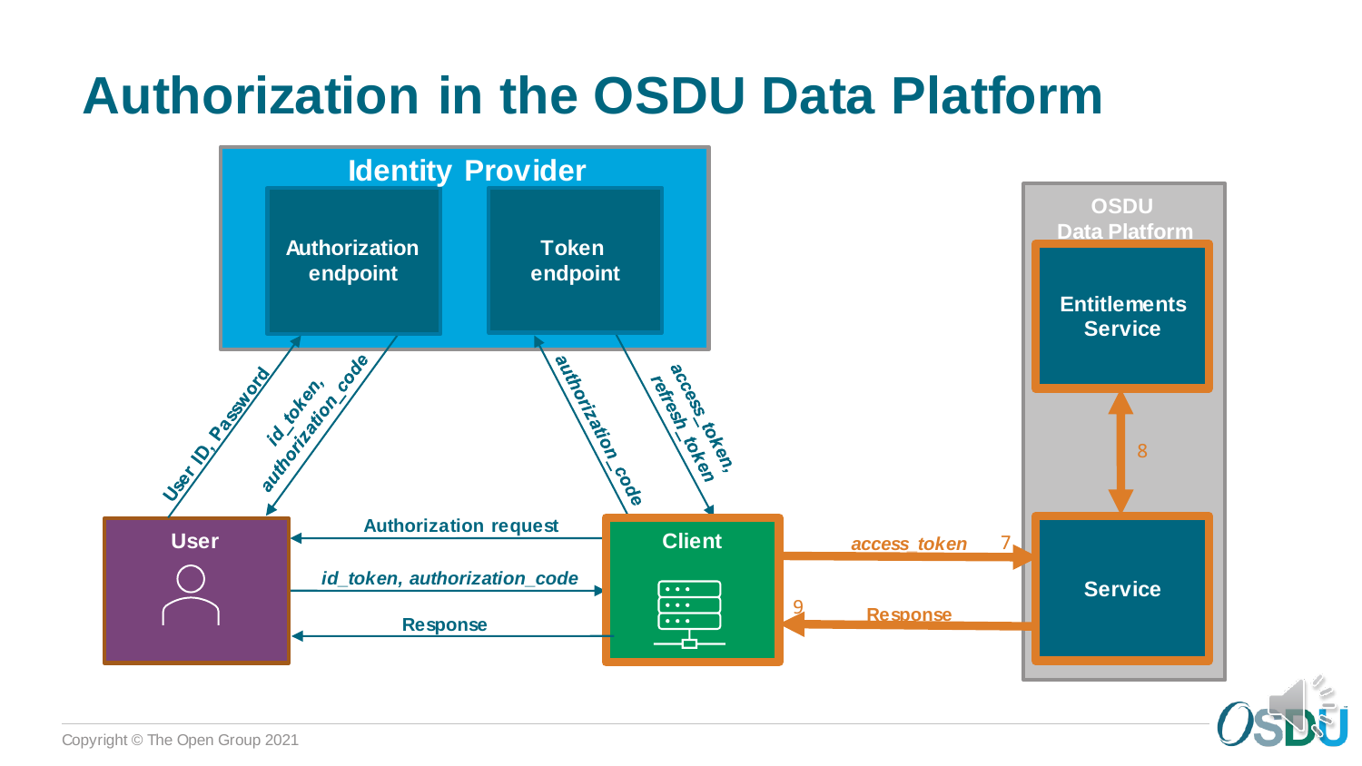# Authorization in the OSDU Data Platform

Identity Provider

Authorization endpoint

Token endpoint

User ID, Password

id_token, authorization_code

authorization_code

access_token, refresh_token

OSDU Data Platform

Entitlements Service

8

User

Authorization request

*id_token, authorization_code*

Response

Client

*access_token* 7

9 Response

Service

Copyright © The Open Group 2021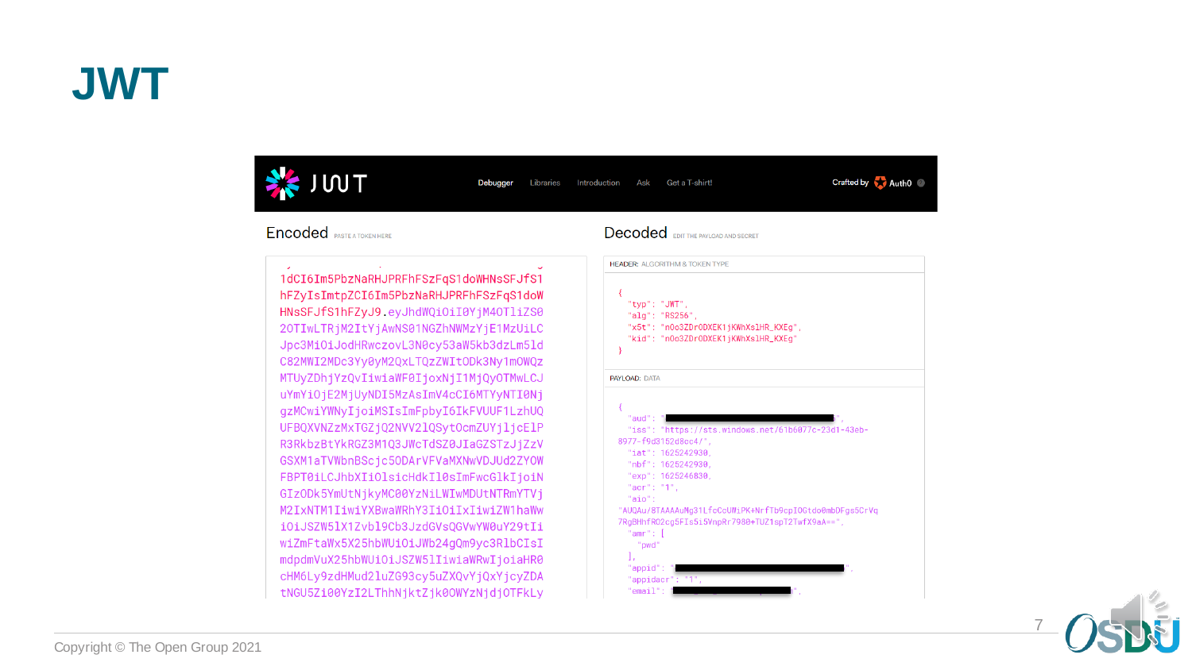# JWT

JWT | Debugger | Libraries | Introduction | Ask | Get a T-shirt! | Crafted by Auth0

## Encoded

PASTE A TOKEN HERE

```
1dCI6Im5PbzNaRHJPRFhFSzFqS1doWHNsSFJfS1
hFZyIsImtpZCI6Im5PbzNaRHJPRFhFSzFqS1doW
HNsSFJfS1hFZyJ9.eyJhdWQiOiI0YjM4OTliZS0
2OTIwLTRjM2ItYjAwNS01NGZhNWMzYjE1MzUiLC
Jpc3MiOiJodHRwczovL3N0cy53aW5kb3dzLm5ld
C82MWI2MDc3Yy0yM2QxLTQzZWItODk3Ny1mOWQz
MTUyZDhjYzQvIiwiaWF0IjoxNjI1MjQyOTMwLCJ
uYmYiOjE2MjUyNDI5MzAsImV4cCI6MTYyNTI0Nj
gzMCwiYWNyIjoiMSIsImFpbyI6IkFVUUF1LzhUQ
UFBQXVNZzMxTGZjQ2NVV21QSytOcmZUYjljcElP
R3RkbzBtYkRGZ3M1Q3JWcTdSZ0JIaGZSTzJjZzV
GSXM1aTVWbnBScjc5ODArVFVaMXNwVDJUd2ZYOW
FBPT0iLCJhbXIiOlsicHdkIl0sImFwcGlkIjoiN
GIzODk5YmUtNjkyMC00YzNiLWIwMDUtNTRmYTVj
M2IxNTM1IiwiYXBwaWRhY3IiOiIxIiwiZW1haWw
iOiJSZW51X1Zvbl9Cb3JzdGVsQGVwYW0uY29tIi
wiZmFtaWx5X25hbWUiOiJWb24gQm9yc3RlbCIsI
mdpdmVuX25hbWUiOiJSZW51IiwiaWRwIjoiaHR0
cHM6Ly9zdHMud2luZG93cy5uZXQvYjQxYjcyZDA
tNGU5Zi00YzI2LThhNjktZjk0OWYzNjdjOTFkLy
```

## Decoded

EDIT THE PAYLOAD AND SECRET

HEADER: ALGORITHM & TOKEN TYPE

```
{
  "typ": "JWT",
  "alg": "RS256",
  "x5t": "nOo3ZDrODXEK1jKWhXslHR_KXEg",
  "kid": "nOo3ZDrODXEK1jKWhXslHR_KXEg"
}
```

PAYLOAD: DATA

```
{
  "aud": "[REDACTED]",
  "iss": "https://sts.windows.net/61b6077c-23d1-43eb-8977-f9d3152d8cc4/",
  "iat": 1625242930,
  "nbf": 1625242930,
  "exp": 1625246830,
  "acr": "1",
  "aio": "AUQAu/8TAAAAuMg31LfcCcUWiPK+NrfTb9cpIOGtdo0mbDFgs5CrVq7RgBHhfRO2cg5FIs5i5VnpRr7980+TUZ1spT2TwfX9aA==",
  "amr": [
    "pwd"
  ],
  "appid": "[REDACTED]",
  "appidacr": "1",
  "email": "[REDACTED]",
```

Copyright © The Open Group 2021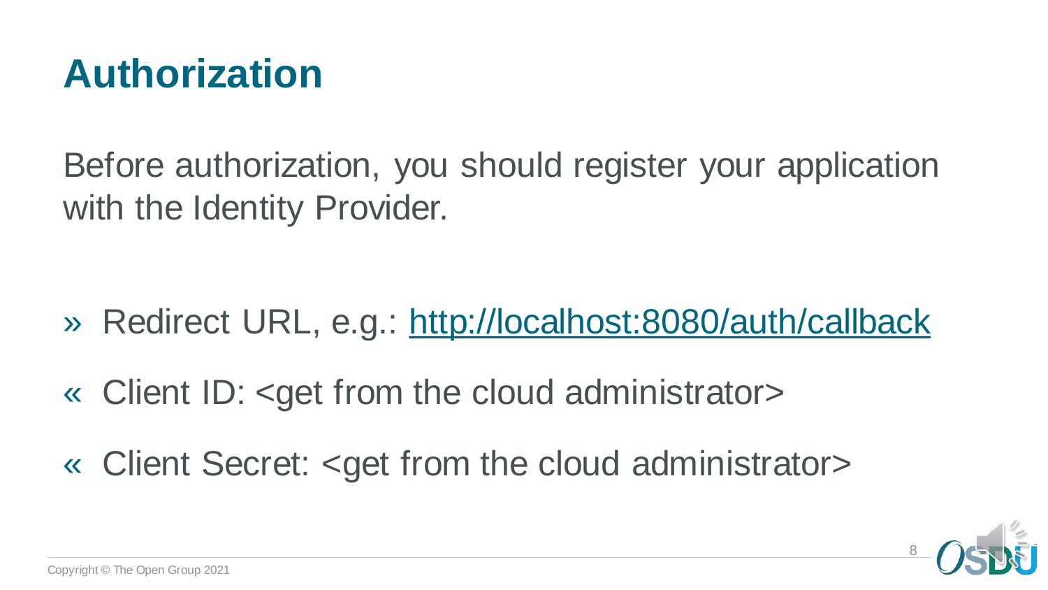# Authorization

Before authorization, you should register your application with the Identity Provider.

- » Redirect URL, e.g.: [http://localhost:8080/auth/callback](http://localhost:8080/auth/callback)
- « Client ID: <get from the cloud administrator>
- « Client Secret: <get from the cloud administrator>

Copyright © The Open Group 2021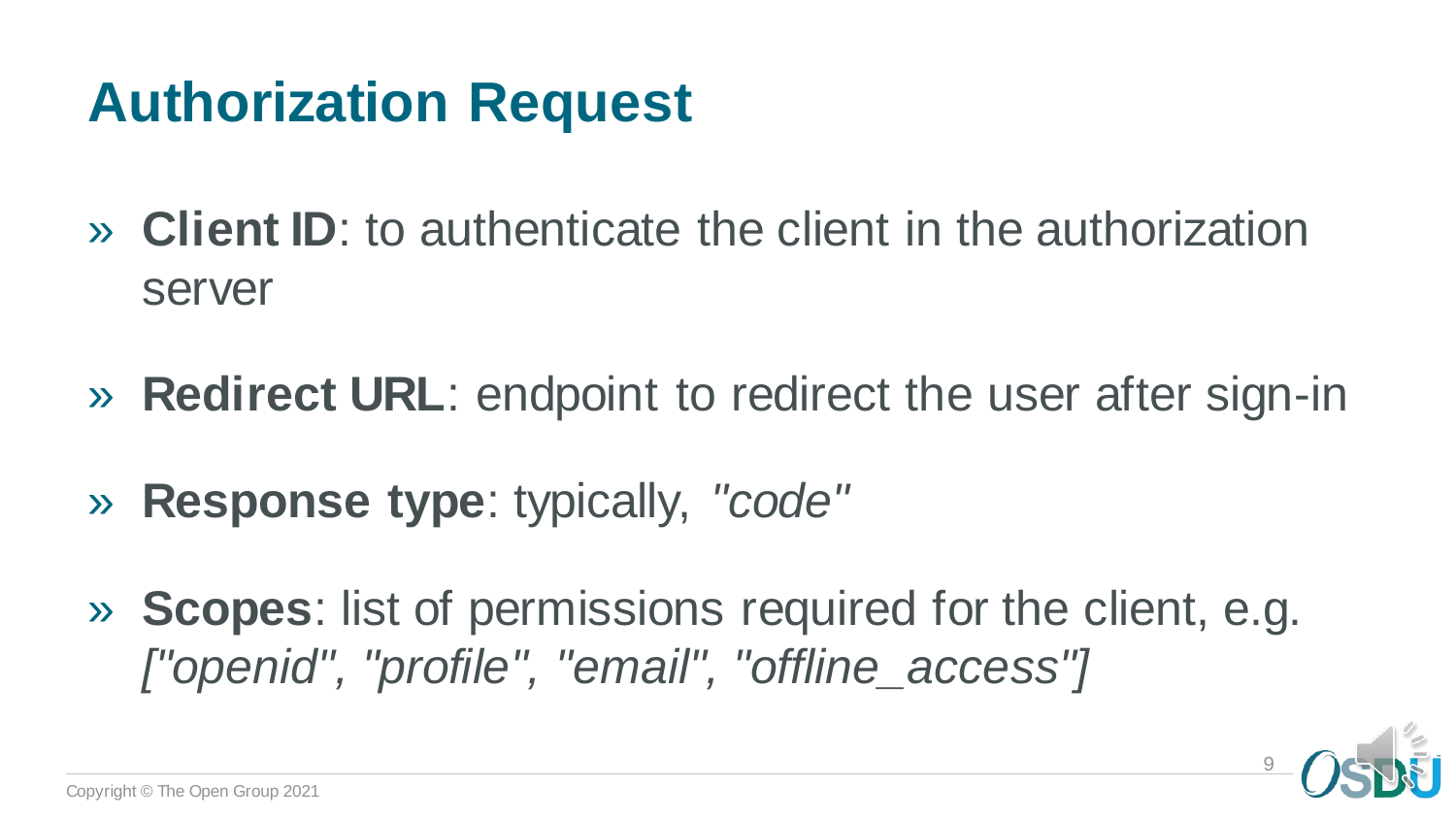# Authorization Request

- **Client ID**: to authenticate the client in the authorization server
- **Redirect URL**: endpoint to redirect the user after sign-in
- **Response type**: typically, *"code"*
- **Scopes**: list of permissions required for the client, e.g. *["openid", "profile", "email", "offline_access"]*

Copyright © The Open Group 2021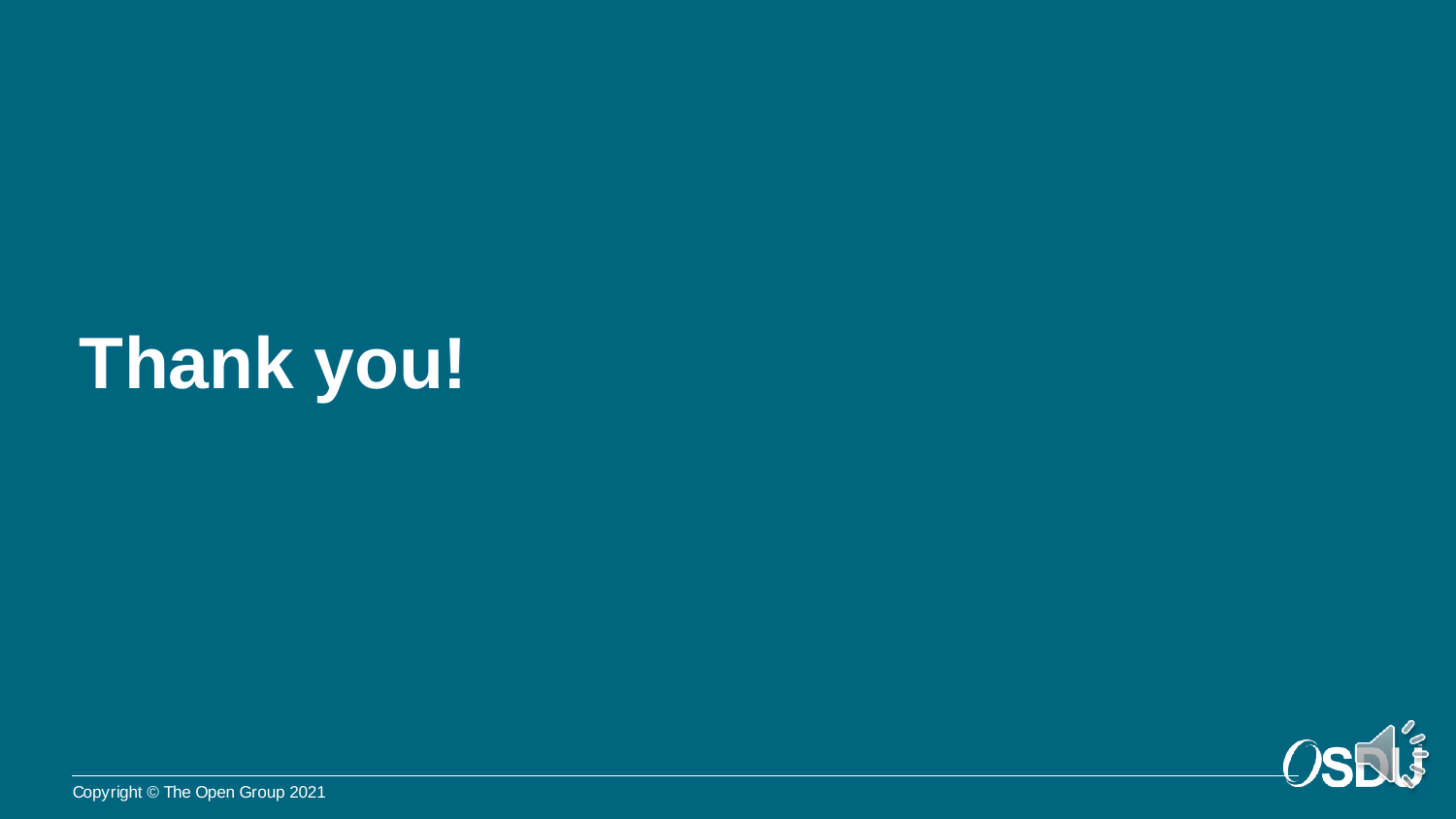# Thank you!

Copyright © The Open Group 2021